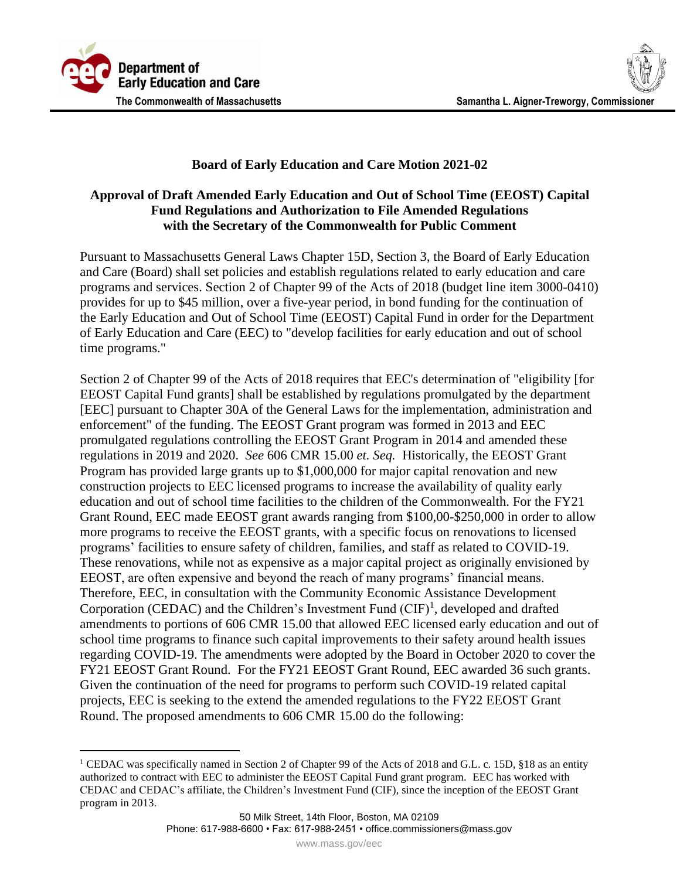**Board of Early Education and Care Motion 2021-02**

**Approval of Draft Amended Early Education and Out of School Time (EEOST) Capital Fund Regulations and Authorization to File Amended Regulations with the Secretary of the Commonwealth for Public Comment**

Pursuant to Massachusetts General Laws Chapter 15D, Section 3, the Board of Early Education and Care (Board) shall set policies and establish regulations related to early education and care programs and services. Section 2 of Chapter 99 of the Acts of 2018 (budget line item 3000-0410) provides for up to $45 million, over a five-year period, in bond funding for the continuation of the Early Education and Out of School Time (EEOST) Capital Fund in order for the Department of Early Education and Care (EEC) to "develop facilities for early education and out of school time programs."

Section 2 of Chapter 99 of the Acts of 2018 requires that EEC's determination of "eligibility [for EEOST Capital Fund grants] shall be established by regulations promulgated by the department [EEC] pursuant to Chapter 30A of the General Laws for the implementation, administration and enforcement" of the funding. The EEOST Grant program was formed in 2013 and EEC promulgated regulations controlling the EEOST Grant Program in 2014 and amended these regulations in 2019 and 2020. *See* 606 CMR 15.00 *et. Seq.* Historically, the EEOST Grant Program has provided large grants up to $1,000,000 for major capital renovation and new construction projects to EEC licensed programs to increase the availability of quality early education and out of school time facilities to the children of the Commonwealth. For the FY21 Grant Round, EEC made EEOST grant awards ranging from $100,00-$250,000 in order to allow more programs to receive the EEOST grants, with a specific focus on renovations to licensed programs' facilities to ensure safety of children, families, and staff as related to COVID-19. These renovations, while not as expensive as a major capital project as originally envisioned by EEOST, are often expensive and beyond the reach of many programs' financial means. Therefore, EEC, in consultation with the Community Economic Assistance Development Corporation (CEDAC) and the Children's Investment Fund (CIF)[1], developed and drafted amendments to portions of 606 CMR 15.00 that allowed EEC licensed early education and out of school time programs to finance such capital improvements to their safety around health issues regarding COVID-19. The amendments were adopted by the Board in October 2020 to cover the FY21 EEOST Grant Round. For the FY21 EEOST Grant Round, EEC awarded 36 such grants. Given the continuation of the need for programs to perform such COVID-19 related capital projects, EEC is seeking to the extend the amended regulations to the FY22 EEOST Grant Round. The proposed amendments to 606 CMR 15.00 do the following:

[1] CEDAC was specifically named in Section 2 of Chapter 99 of the Acts of 2018 and G.L. c. 15D, §18 as an entity authorized to contract with EEC to administer the EEOST Capital Fund grant program. EEC has worked with CEDAC and CEDAC's affiliate, the Children's Investment Fund (CIF), since the inception of the EEOST Grant program in 2013.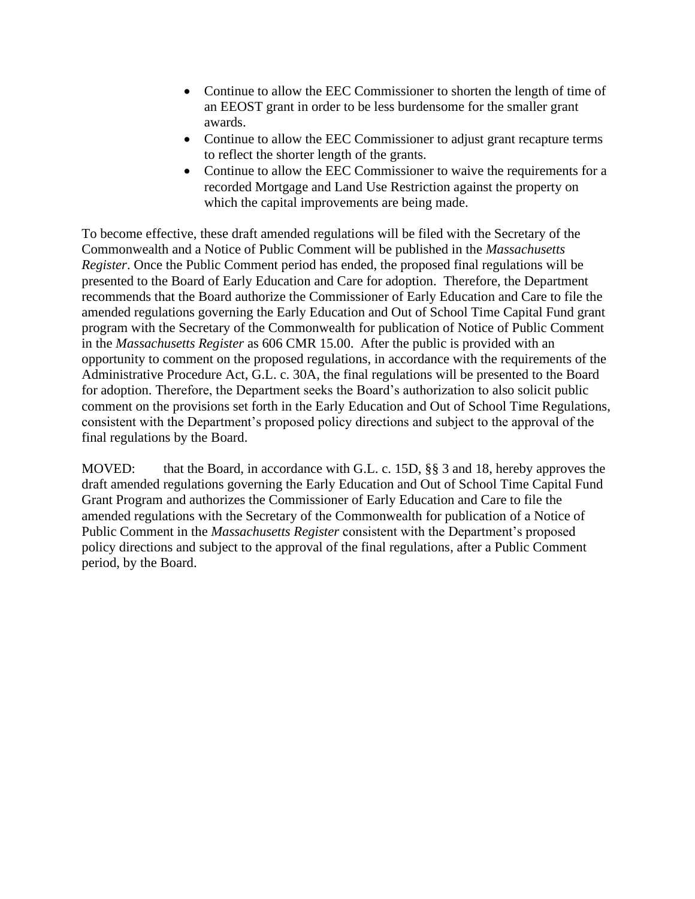- Continue to allow the EEC Commissioner to shorten the length of time of an EEOST grant in order to be less burdensome for the smaller grant awards.
- Continue to allow the EEC Commissioner to adjust grant recapture terms to reflect the shorter length of the grants.
- Continue to allow the EEC Commissioner to waive the requirements for a recorded Mortgage and Land Use Restriction against the property on which the capital improvements are being made.

To become effective, these draft amended regulations will be filed with the Secretary of the Commonwealth and a Notice of Public Comment will be published in the *Massachusetts Register*. Once the Public Comment period has ended, the proposed final regulations will be presented to the Board of Early Education and Care for adoption. Therefore, the Department recommends that the Board authorize the Commissioner of Early Education and Care to file the amended regulations governing the Early Education and Out of School Time Capital Fund grant program with the Secretary of the Commonwealth for publication of Notice of Public Comment in the *Massachusetts Register* as 606 CMR 15.00. After the public is provided with an opportunity to comment on the proposed regulations, in accordance with the requirements of the Administrative Procedure Act, G.L. c. 30A, the final regulations will be presented to the Board for adoption. Therefore, the Department seeks the Board's authorization to also solicit public comment on the provisions set forth in the Early Education and Out of School Time Regulations, consistent with the Department's proposed policy directions and subject to the approval of the final regulations by the Board.

MOVED: that the Board, in accordance with G.L. c. 15D, §§ 3 and 18, hereby approves the draft amended regulations governing the Early Education and Out of School Time Capital Fund Grant Program and authorizes the Commissioner of Early Education and Care to file the amended regulations with the Secretary of the Commonwealth for publication of a Notice of Public Comment in the *Massachusetts Register* consistent with the Department's proposed policy directions and subject to the approval of the final regulations, after a Public Comment period, by the Board.